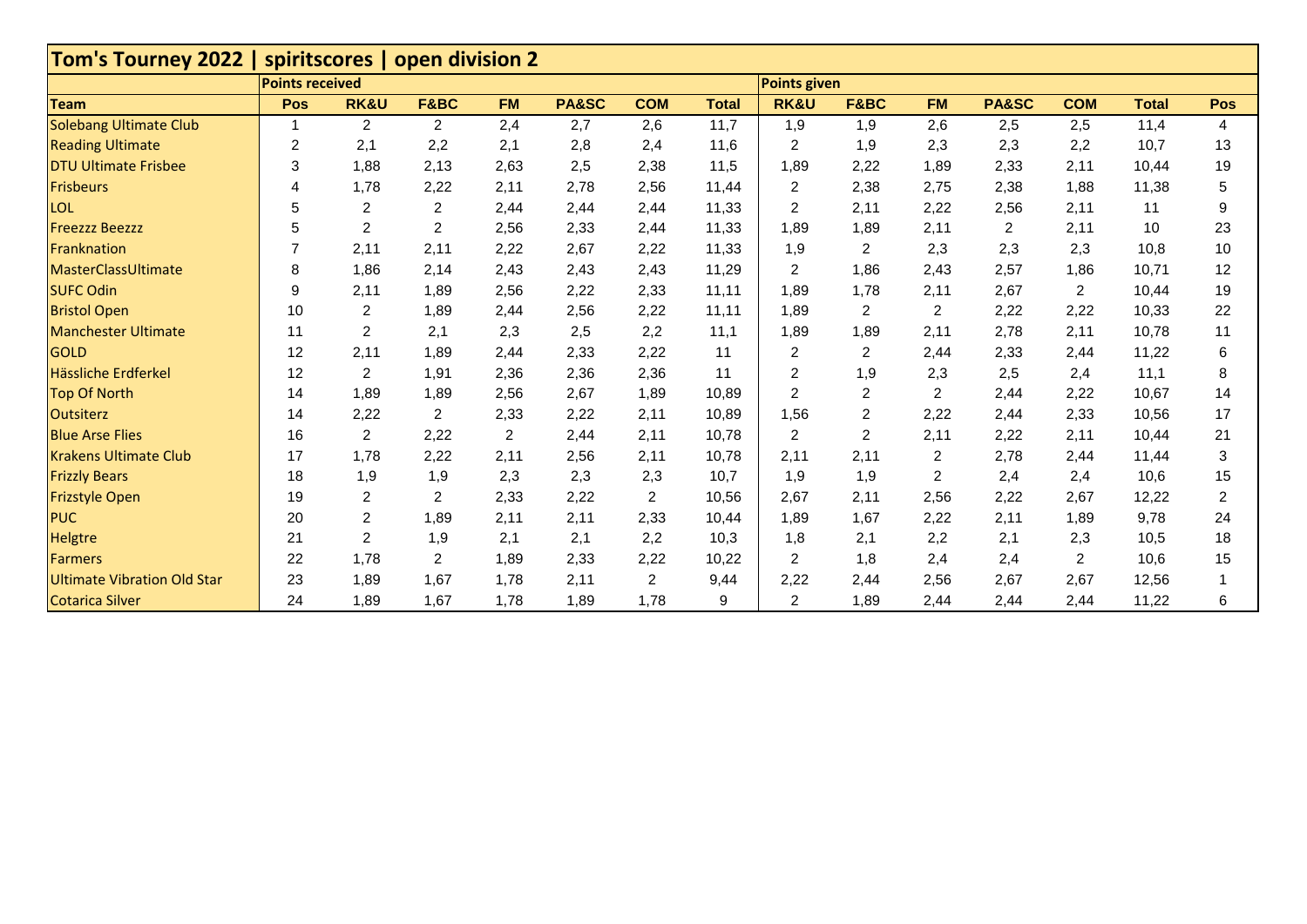# Tom's Tourney 2022 | spiritscores | open division 2

| Team | Points received | | | | | | | Points given | | | | | | |
|---|---|---|---|---|---|---|---|---|---|---|---|---|---|---|
| Team | Pos | RK&U | F&BC | FM | PA&SC | COM | Total | RK&U | F&BC | FM | PA&SC | COM | Total | Pos |
| Solebang Ultimate Club | 1 | 2 | 2 | 2,4 | 2,7 | 2,6 | 11,7 | 1,9 | 1,9 | 2,6 | 2,5 | 2,5 | 11,4 | 4 |
| Reading Ultimate | 2 | 2,1 | 2,2 | 2,1 | 2,8 | 2,4 | 11,6 | 2 | 1,9 | 2,3 | 2,3 | 2,2 | 10,7 | 13 |
| DTU Ultimate Frisbee | 3 | 1,88 | 2,13 | 2,63 | 2,5 | 2,38 | 11,5 | 1,89 | 2,22 | 1,89 | 2,33 | 2,11 | 10,44 | 19 |
| Frisbeurs | 4 | 1,78 | 2,22 | 2,11 | 2,78 | 2,56 | 11,44 | 2 | 2,38 | 2,75 | 2,38 | 1,88 | 11,38 | 5 |
| LOL | 5 | 2 | 2 | 2,44 | 2,44 | 2,44 | 11,33 | 2 | 2,11 | 2,22 | 2,56 | 2,11 | 11 | 9 |
| Freezzz Beezzz | 5 | 2 | 2 | 2,56 | 2,33 | 2,44 | 11,33 | 1,89 | 1,89 | 2,11 | 2 | 2,11 | 10 | 23 |
| Franknation | 7 | 2,11 | 2,11 | 2,22 | 2,67 | 2,22 | 11,33 | 1,9 | 2 | 2,3 | 2,3 | 2,3 | 10,8 | 10 |
| MasterClassUltimate | 8 | 1,86 | 2,14 | 2,43 | 2,43 | 2,43 | 11,29 | 2 | 1,86 | 2,43 | 2,57 | 1,86 | 10,71 | 12 |
| SUFC Odin | 9 | 2,11 | 1,89 | 2,56 | 2,22 | 2,33 | 11,11 | 1,89 | 1,78 | 2,11 | 2,67 | 2 | 10,44 | 19 |
| Bristol Open | 10 | 2 | 1,89 | 2,44 | 2,56 | 2,22 | 11,11 | 1,89 | 2 | 2 | 2,22 | 2,22 | 10,33 | 22 |
| Manchester Ultimate | 11 | 2 | 2,1 | 2,3 | 2,5 | 2,2 | 11,1 | 1,89 | 1,89 | 2,11 | 2,78 | 2,11 | 10,78 | 11 |
| GOLD | 12 | 2,11 | 1,89 | 2,44 | 2,33 | 2,22 | 11 | 2 | 2 | 2,44 | 2,33 | 2,44 | 11,22 | 6 |
| Hässliche Erdferkel | 12 | 2 | 1,91 | 2,36 | 2,36 | 2,36 | 11 | 2 | 1,9 | 2,3 | 2,5 | 2,4 | 11,1 | 8 |
| Top Of North | 14 | 1,89 | 1,89 | 2,56 | 2,67 | 1,89 | 10,89 | 2 | 2 | 2 | 2,44 | 2,22 | 10,67 | 14 |
| Outsiterz | 14 | 2,22 | 2 | 2,33 | 2,22 | 2,11 | 10,89 | 1,56 | 2 | 2,22 | 2,44 | 2,33 | 10,56 | 17 |
| Blue Arse Flies | 16 | 2 | 2,22 | 2 | 2,44 | 2,11 | 10,78 | 2 | 2 | 2,11 | 2,22 | 2,11 | 10,44 | 21 |
| Krakens Ultimate Club | 17 | 1,78 | 2,22 | 2,11 | 2,56 | 2,11 | 10,78 | 2,11 | 2,11 | 2 | 2,78 | 2,44 | 11,44 | 3 |
| Frizzly Bears | 18 | 1,9 | 1,9 | 2,3 | 2,3 | 2,3 | 10,7 | 1,9 | 1,9 | 2 | 2,4 | 2,4 | 10,6 | 15 |
| Frizstyle Open | 19 | 2 | 2 | 2,33 | 2,22 | 2 | 10,56 | 2,67 | 2,11 | 2,56 | 2,22 | 2,67 | 12,22 | 2 |
| PUC | 20 | 2 | 1,89 | 2,11 | 2,11 | 2,33 | 10,44 | 1,89 | 1,67 | 2,22 | 2,11 | 1,89 | 9,78 | 24 |
| Helgtre | 21 | 2 | 1,9 | 2,1 | 2,1 | 2,2 | 10,3 | 1,8 | 2,1 | 2,2 | 2,1 | 2,3 | 10,5 | 18 |
| Farmers | 22 | 1,78 | 2 | 1,89 | 2,33 | 2,22 | 10,22 | 2 | 1,8 | 2,4 | 2,4 | 2 | 10,6 | 15 |
| Ultimate Vibration Old Star | 23 | 1,89 | 1,67 | 1,78 | 2,11 | 2 | 9,44 | 2,22 | 2,44 | 2,56 | 2,67 | 2,67 | 12,56 | 1 |
| Cotarica Silver | 24 | 1,89 | 1,67 | 1,78 | 1,89 | 1,78 | 9 | 2 | 1,89 | 2,44 | 2,44 | 2,44 | 11,22 | 6 |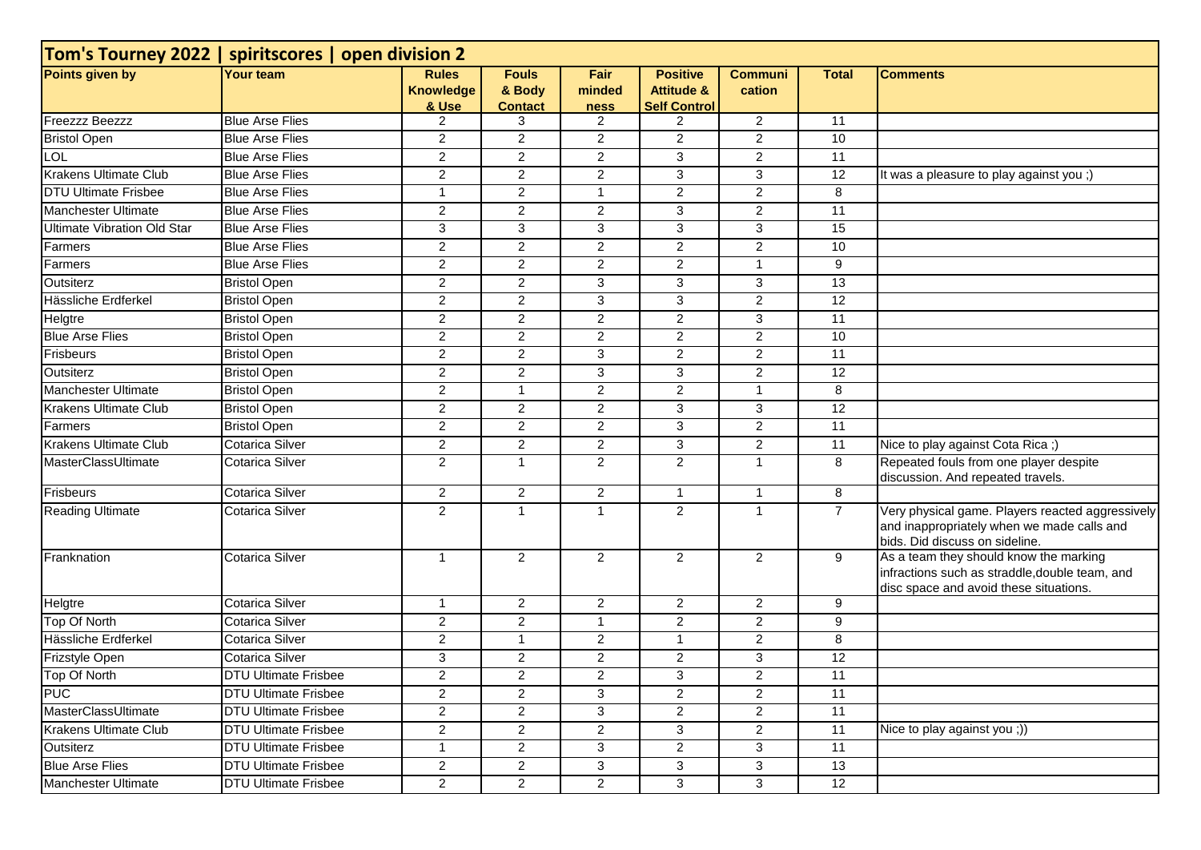| Tom's Tourney 2022 \| spiritscores \| open division 2 | | | | | | | | |
|---|---|---|---|---|---|---|---|---|
| **Points given by** | **Your team** | **Rules Knowledge & Use** | **Fouls & Body Contact** | **Fair minded ness** | **Positive Attitude & Self Control** | **Communi cation** | **Total** | **Comments** |
| Freezzz Beezzz | Blue Arse Flies | 2 | 3 | 2 | 2 | 2 | 11 | |
| Bristol Open | Blue Arse Flies | 2 | 2 | 2 | 2 | 2 | 10 | |
| LOL | Blue Arse Flies | 2 | 2 | 2 | 3 | 2 | 11 | |
| Krakens Ultimate Club | Blue Arse Flies | 2 | 2 | 2 | 3 | 3 | 12 | It was a pleasure to play against you ;) |
| DTU Ultimate Frisbee | Blue Arse Flies | 1 | 2 | 1 | 2 | 2 | 8 | |
| Manchester Ultimate | Blue Arse Flies | 2 | 2 | 2 | 3 | 2 | 11 | |
| Ultimate Vibration Old Star | Blue Arse Flies | 3 | 3 | 3 | 3 | 3 | 15 | |
| Farmers | Blue Arse Flies | 2 | 2 | 2 | 2 | 2 | 10 | |
| Farmers | Blue Arse Flies | 2 | 2 | 2 | 2 | 1 | 9 | |
| Outsiterz | Bristol Open | 2 | 2 | 3 | 3 | 3 | 13 | |
| Hässliche Erdferkel | Bristol Open | 2 | 2 | 3 | 3 | 2 | 12 | |
| Helgtre | Bristol Open | 2 | 2 | 2 | 2 | 3 | 11 | |
| Blue Arse Flies | Bristol Open | 2 | 2 | 2 | 2 | 2 | 10 | |
| Frisbeurs | Bristol Open | 2 | 2 | 3 | 2 | 2 | 11 | |
| Outsiterz | Bristol Open | 2 | 2 | 3 | 3 | 2 | 12 | |
| Manchester Ultimate | Bristol Open | 2 | 1 | 2 | 2 | 1 | 8 | |
| Krakens Ultimate Club | Bristol Open | 2 | 2 | 2 | 3 | 3 | 12 | |
| Farmers | Bristol Open | 2 | 2 | 2 | 3 | 2 | 11 | |
| Krakens Ultimate Club | Cotarica Silver | 2 | 2 | 2 | 3 | 2 | 11 | Nice to play against Cota Rica ;) |
| MasterClassUltimate | Cotarica Silver | 2 | 1 | 2 | 2 | 1 | 8 | Repeated fouls from one player despite discussion. And repeated travels. |
| Frisbeurs | Cotarica Silver | 2 | 2 | 2 | 1 | 1 | 8 | |
| Reading Ultimate | Cotarica Silver | 2 | 1 | 1 | 2 | 1 | 7 | Very physical game. Players reacted aggressively and inappropriately when we made calls and bids. Did discuss on sideline. |
| Franknation | Cotarica Silver | 1 | 2 | 2 | 2 | 2 | 9 | As a team they should know the marking infractions such as straddle,double team, and disc space and avoid these situations. |
| Helgtre | Cotarica Silver | 1 | 2 | 2 | 2 | 2 | 9 | |
| Top Of North | Cotarica Silver | 2 | 2 | 1 | 2 | 2 | 9 | |
| Hässliche Erdferkel | Cotarica Silver | 2 | 1 | 2 | 1 | 2 | 8 | |
| Frizstyle Open | Cotarica Silver | 3 | 2 | 2 | 2 | 3 | 12 | |
| Top Of North | DTU Ultimate Frisbee | 2 | 2 | 2 | 3 | 2 | 11 | |
| PUC | DTU Ultimate Frisbee | 2 | 2 | 3 | 2 | 2 | 11 | |
| MasterClassUltimate | DTU Ultimate Frisbee | 2 | 2 | 3 | 2 | 2 | 11 | |
| Krakens Ultimate Club | DTU Ultimate Frisbee | 2 | 2 | 2 | 3 | 2 | 11 | Nice to play against you ;)) |
| Outsiterz | DTU Ultimate Frisbee | 1 | 2 | 3 | 2 | 3 | 11 | |
| Blue Arse Flies | DTU Ultimate Frisbee | 2 | 2 | 3 | 3 | 3 | 13 | |
| Manchester Ultimate | DTU Ultimate Frisbee | 2 | 2 | 2 | 3 | 3 | 12 | |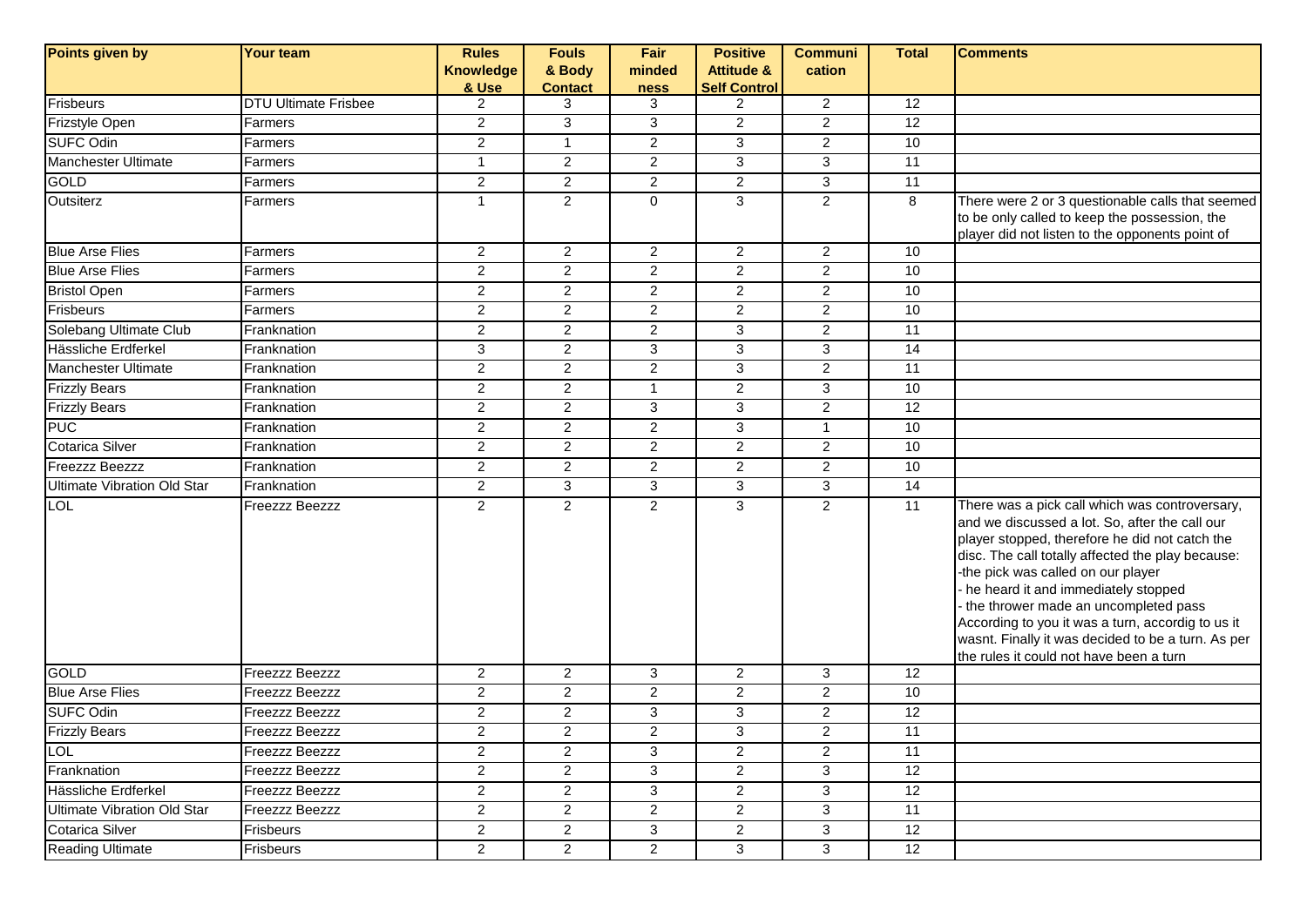| Points given by | Your team | Rules Knowledge & Use | Fouls & Body Contact | Fair minded ness | Positive Attitude & Self Control | Communi cation | Total | Comments |
|---|---|---|---|---|---|---|---|---|
| Frisbeurs | DTU Ultimate Frisbee | 2 | 3 | 3 | 2 | 2 | 12 | |
| Frizstyle Open | Farmers | 2 | 3 | 3 | 2 | 2 | 12 | |
| SUFC Odin | Farmers | 2 | 1 | 2 | 3 | 2 | 10 | |
| Manchester Ultimate | Farmers | 1 | 2 | 2 | 3 | 3 | 11 | |
| GOLD | Farmers | 2 | 2 | 2 | 2 | 3 | 11 | |
| Outsiterz | Farmers | 1 | 2 | 0 | 3 | 2 | 8 | There were 2 or 3 questionable calls that seemed to be only called to keep the possession, the player did not listen to the opponents point of |
| Blue Arse Flies | Farmers | 2 | 2 | 2 | 2 | 2 | 10 | |
| Blue Arse Flies | Farmers | 2 | 2 | 2 | 2 | 2 | 10 | |
| Bristol Open | Farmers | 2 | 2 | 2 | 2 | 2 | 10 | |
| Frisbeurs | Farmers | 2 | 2 | 2 | 2 | 2 | 10 | |
| Solebang Ultimate Club | Franknation | 2 | 2 | 2 | 3 | 2 | 11 | |
| Hässliche Erdferkel | Franknation | 3 | 2 | 3 | 3 | 3 | 14 | |
| Manchester Ultimate | Franknation | 2 | 2 | 2 | 3 | 2 | 11 | |
| Frizzly Bears | Franknation | 2 | 2 | 1 | 2 | 3 | 10 | |
| Frizzly Bears | Franknation | 2 | 2 | 3 | 3 | 2 | 12 | |
| PUC | Franknation | 2 | 2 | 2 | 3 | 1 | 10 | |
| Cotarica Silver | Franknation | 2 | 2 | 2 | 2 | 2 | 10 | |
| Freezzz Beezzz | Franknation | 2 | 2 | 2 | 2 | 2 | 10 | |
| Ultimate Vibration Old Star | Franknation | 2 | 3 | 3 | 3 | 3 | 14 | |
| LOL | Freezzz Beezzz | 2 | 2 | 2 | 3 | 2 | 11 | There was a pick call which was controversary, and we discussed a lot. So, after the call our player stopped, therefore he did not catch the disc. The call totally affected the play because: -the pick was called on our player - he heard it and immediately stopped - the thrower made an uncompleted pass According to you it was a turn, accordig to us it wasnt. Finally it was decided to be a turn. As per the rules it could not have been a turn |
| GOLD | Freezzz Beezzz | 2 | 2 | 3 | 2 | 3 | 12 | |
| Blue Arse Flies | Freezzz Beezzz | 2 | 2 | 2 | 2 | 2 | 10 | |
| SUFC Odin | Freezzz Beezzz | 2 | 2 | 3 | 3 | 2 | 12 | |
| Frizzly Bears | Freezzz Beezzz | 2 | 2 | 2 | 3 | 2 | 11 | |
| LOL | Freezzz Beezzz | 2 | 2 | 3 | 2 | 2 | 11 | |
| Franknation | Freezzz Beezzz | 2 | 2 | 3 | 2 | 3 | 12 | |
| Hässliche Erdferkel | Freezzz Beezzz | 2 | 2 | 3 | 2 | 3 | 12 | |
| Ultimate Vibration Old Star | Freezzz Beezzz | 2 | 2 | 2 | 2 | 3 | 11 | |
| Cotarica Silver | Frisbeurs | 2 | 2 | 3 | 2 | 3 | 12 | |
| Reading Ultimate | Frisbeurs | 2 | 2 | 2 | 3 | 3 | 12 | |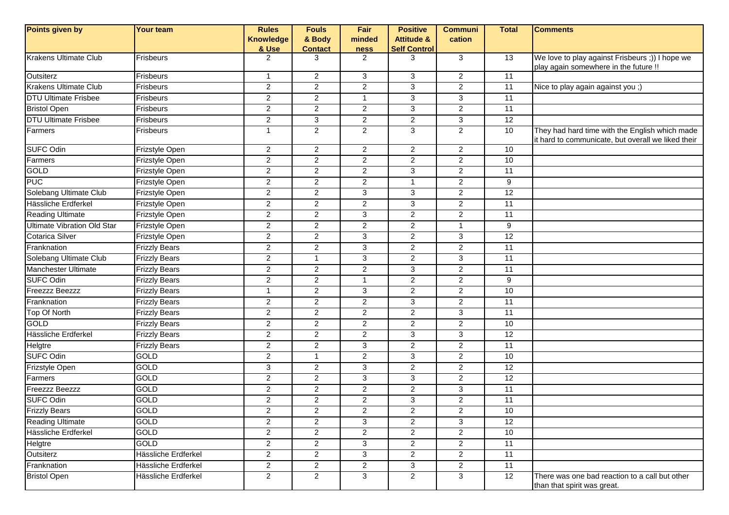| Points given by | Your team | Rules Knowledge & Use | Fouls & Body Contact | Fair minded ness | Positive Attitude & Self Control | Communi cation | Total | Comments |
|---|---|---|---|---|---|---|---|---|
| Krakens Ultimate Club | Frisbeurs | 2 | 3 | 2 | 3 | 3 | 13 | We love to play against Frisbeurs ;)) I hope we play again somewhere in the future !! |
| Outsiterz | Frisbeurs | 1 | 2 | 3 | 3 | 2 | 11 | |
| Krakens Ultimate Club | Frisbeurs | 2 | 2 | 2 | 3 | 2 | 11 | Nice to play again against you ;) |
| DTU Ultimate Frisbee | Frisbeurs | 2 | 2 | 1 | 3 | 3 | 11 | |
| Bristol Open | Frisbeurs | 2 | 2 | 2 | 3 | 2 | 11 | |
| DTU Ultimate Frisbee | Frisbeurs | 2 | 3 | 2 | 2 | 3 | 12 | |
| Farmers | Frisbeurs | 1 | 2 | 2 | 3 | 2 | 10 | They had hard time with the English which made it hard to communicate, but overall we liked their |
| SUFC Odin | Frizstyle Open | 2 | 2 | 2 | 2 | 2 | 10 | |
| Farmers | Frizstyle Open | 2 | 2 | 2 | 2 | 2 | 10 | |
| GOLD | Frizstyle Open | 2 | 2 | 2 | 3 | 2 | 11 | |
| PUC | Frizstyle Open | 2 | 2 | 2 | 1 | 2 | 9 | |
| Solebang Ultimate Club | Frizstyle Open | 2 | 2 | 3 | 3 | 2 | 12 | |
| Hässliche Erdferkel | Frizstyle Open | 2 | 2 | 2 | 3 | 2 | 11 | |
| Reading Ultimate | Frizstyle Open | 2 | 2 | 3 | 2 | 2 | 11 | |
| Ultimate Vibration Old Star | Frizstyle Open | 2 | 2 | 2 | 2 | 1 | 9 | |
| Cotarica Silver | Frizstyle Open | 2 | 2 | 3 | 2 | 3 | 12 | |
| Franknation | Frizzly Bears | 2 | 2 | 3 | 2 | 2 | 11 | |
| Solebang Ultimate Club | Frizzly Bears | 2 | 1 | 3 | 2 | 3 | 11 | |
| Manchester Ultimate | Frizzly Bears | 2 | 2 | 2 | 3 | 2 | 11 | |
| SUFC Odin | Frizzly Bears | 2 | 2 | 1 | 2 | 2 | 9 | |
| Freezzz Beezzz | Frizzly Bears | 1 | 2 | 3 | 2 | 2 | 10 | |
| Franknation | Frizzly Bears | 2 | 2 | 2 | 3 | 2 | 11 | |
| Top Of North | Frizzly Bears | 2 | 2 | 2 | 2 | 3 | 11 | |
| GOLD | Frizzly Bears | 2 | 2 | 2 | 2 | 2 | 10 | |
| Hässliche Erdferkel | Frizzly Bears | 2 | 2 | 2 | 3 | 3 | 12 | |
| Helgtre | Frizzly Bears | 2 | 2 | 3 | 2 | 2 | 11 | |
| SUFC Odin | GOLD | 2 | 1 | 2 | 3 | 2 | 10 | |
| Frizstyle Open | GOLD | 3 | 2 | 3 | 2 | 2 | 12 | |
| Farmers | GOLD | 2 | 2 | 3 | 3 | 2 | 12 | |
| Freezzz Beezzz | GOLD | 2 | 2 | 2 | 2 | 3 | 11 | |
| SUFC Odin | GOLD | 2 | 2 | 2 | 3 | 2 | 11 | |
| Frizzly Bears | GOLD | 2 | 2 | 2 | 2 | 2 | 10 | |
| Reading Ultimate | GOLD | 2 | 2 | 3 | 2 | 3 | 12 | |
| Hässliche Erdferkel | GOLD | 2 | 2 | 2 | 2 | 2 | 10 | |
| Helgtre | GOLD | 2 | 2 | 3 | 2 | 2 | 11 | |
| Outsiterz | Hässliche Erdferkel | 2 | 2 | 3 | 2 | 2 | 11 | |
| Franknation | Hässliche Erdferkel | 2 | 2 | 2 | 3 | 2 | 11 | |
| Bristol Open | Hässliche Erdferkel | 2 | 2 | 3 | 2 | 3 | 12 | There was one bad reaction to a call but other than that spirit was great. |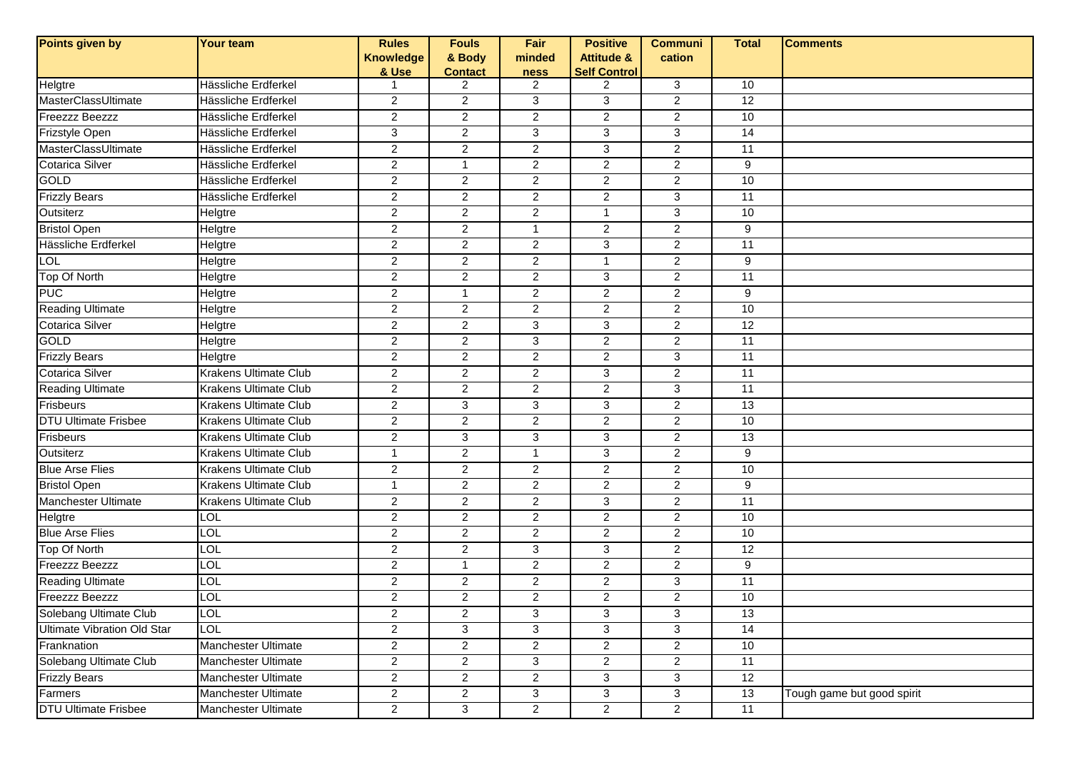| Points given by | Your team | Rules Knowledge & Use | Fouls & Body Contact | Fair minded ness | Positive Attitude & Self Control | Communi cation | Total | Comments |
|---|---|---|---|---|---|---|---|---|
| Helgtre | Hässliche Erdferkel | 1 | 2 | 2 | 2 | 3 | 10 | |
| MasterClassUltimate | Hässliche Erdferkel | 2 | 2 | 3 | 3 | 2 | 12 | |
| Freezzz Beezzz | Hässliche Erdferkel | 2 | 2 | 2 | 2 | 2 | 10 | |
| Frizstyle Open | Hässliche Erdferkel | 3 | 2 | 3 | 3 | 3 | 14 | |
| MasterClassUltimate | Hässliche Erdferkel | 2 | 2 | 2 | 3 | 2 | 11 | |
| Cotarica Silver | Hässliche Erdferkel | 2 | 1 | 2 | 2 | 2 | 9 | |
| GOLD | Hässliche Erdferkel | 2 | 2 | 2 | 2 | 2 | 10 | |
| Frizzly Bears | Hässliche Erdferkel | 2 | 2 | 2 | 2 | 3 | 11 | |
| Outsiterz | Helgtre | 2 | 2 | 2 | 1 | 3 | 10 | |
| Bristol Open | Helgtre | 2 | 2 | 1 | 2 | 2 | 9 | |
| Hässliche Erdferkel | Helgtre | 2 | 2 | 2 | 3 | 2 | 11 | |
| LOL | Helgtre | 2 | 2 | 2 | 1 | 2 | 9 | |
| Top Of North | Helgtre | 2 | 2 | 2 | 3 | 2 | 11 | |
| PUC | Helgtre | 2 | 1 | 2 | 2 | 2 | 9 | |
| Reading Ultimate | Helgtre | 2 | 2 | 2 | 2 | 2 | 10 | |
| Cotarica Silver | Helgtre | 2 | 2 | 3 | 3 | 2 | 12 | |
| GOLD | Helgtre | 2 | 2 | 3 | 2 | 2 | 11 | |
| Frizzly Bears | Helgtre | 2 | 2 | 2 | 2 | 3 | 11 | |
| Cotarica Silver | Krakens Ultimate Club | 2 | 2 | 2 | 3 | 2 | 11 | |
| Reading Ultimate | Krakens Ultimate Club | 2 | 2 | 2 | 2 | 3 | 11 | |
| Frisbeurs | Krakens Ultimate Club | 2 | 3 | 3 | 3 | 2 | 13 | |
| DTU Ultimate Frisbee | Krakens Ultimate Club | 2 | 2 | 2 | 2 | 2 | 10 | |
| Frisbeurs | Krakens Ultimate Club | 2 | 3 | 3 | 3 | 2 | 13 | |
| Outsiterz | Krakens Ultimate Club | 1 | 2 | 1 | 3 | 2 | 9 | |
| Blue Arse Flies | Krakens Ultimate Club | 2 | 2 | 2 | 2 | 2 | 10 | |
| Bristol Open | Krakens Ultimate Club | 1 | 2 | 2 | 2 | 2 | 9 | |
| Manchester Ultimate | Krakens Ultimate Club | 2 | 2 | 2 | 3 | 2 | 11 | |
| Helgtre | LOL | 2 | 2 | 2 | 2 | 2 | 10 | |
| Blue Arse Flies | LOL | 2 | 2 | 2 | 2 | 2 | 10 | |
| Top Of North | LOL | 2 | 2 | 3 | 3 | 2 | 12 | |
| Freezzz Beezzz | LOL | 2 | 1 | 2 | 2 | 2 | 9 | |
| Reading Ultimate | LOL | 2 | 2 | 2 | 2 | 3 | 11 | |
| Freezzz Beezzz | LOL | 2 | 2 | 2 | 2 | 2 | 10 | |
| Solebang Ultimate Club | LOL | 2 | 2 | 3 | 3 | 3 | 13 | |
| Ultimate Vibration Old Star | LOL | 2 | 3 | 3 | 3 | 3 | 14 | |
| Franknation | Manchester Ultimate | 2 | 2 | 2 | 2 | 2 | 10 | |
| Solebang Ultimate Club | Manchester Ultimate | 2 | 2 | 3 | 2 | 2 | 11 | |
| Frizzly Bears | Manchester Ultimate | 2 | 2 | 2 | 3 | 3 | 12 | |
| Farmers | Manchester Ultimate | 2 | 2 | 3 | 3 | 3 | 13 | Tough game but good spirit |
| DTU Ultimate Frisbee | Manchester Ultimate | 2 | 3 | 2 | 2 | 2 | 11 | |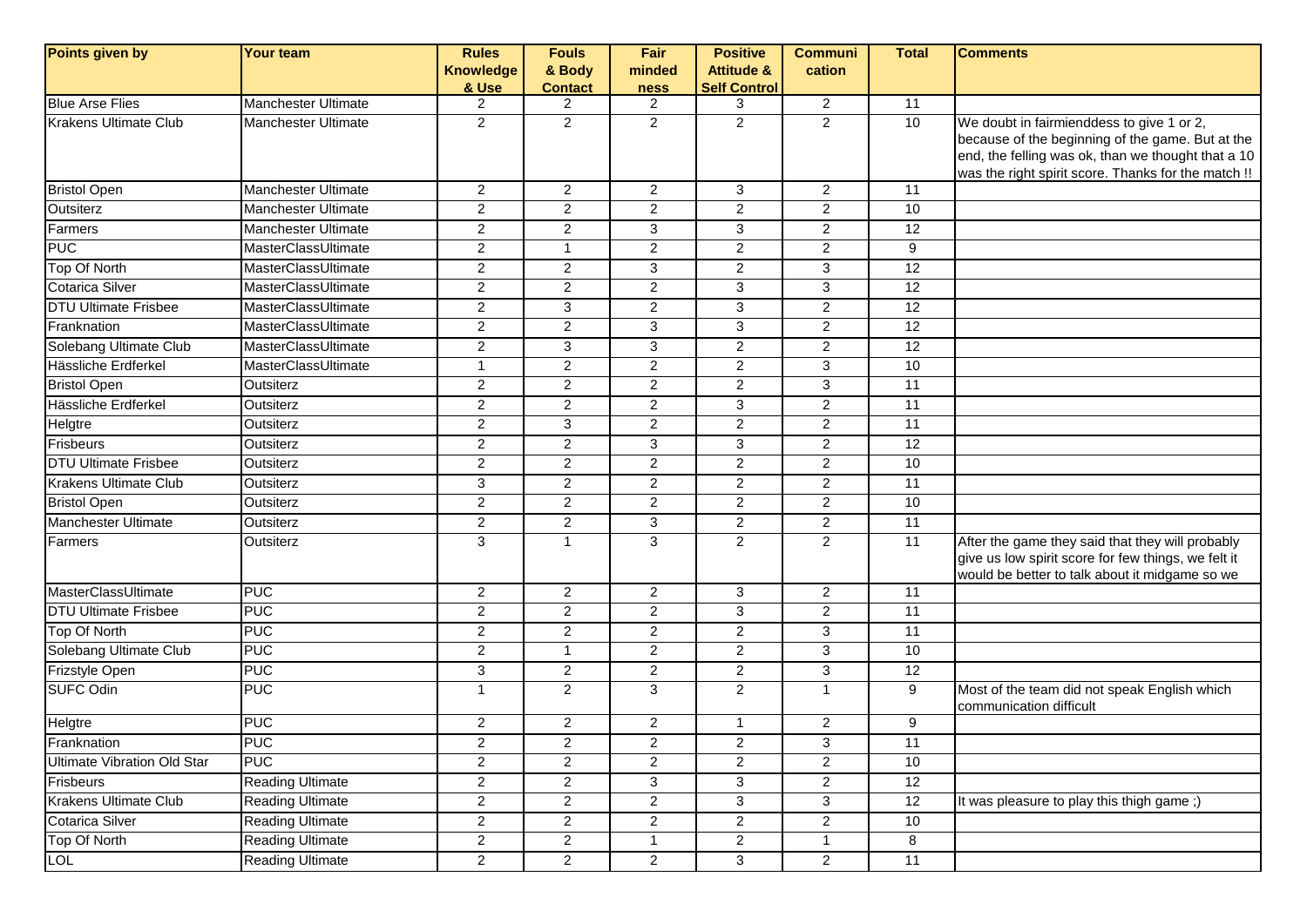| Points given by | Your team | Rules Knowledge & Use | Fouls & Body Contact | Fair minded ness | Positive Attitude & Self Control | Communi cation | Total | Comments |
|---|---|---|---|---|---|---|---|---|
| Blue Arse Flies | Manchester Ultimate | 2 | 2 | 2 | 3 | 2 | 11 | |
| Krakens Ultimate Club | Manchester Ultimate | 2 | 2 | 2 | 2 | 2 | 10 | We doubt in fairmienddess to give 1 or 2, because of the beginning of the game. But at the end, the felling was ok, than we thought that a 10 was the right spirit score. Thanks for the match !! |
| Bristol Open | Manchester Ultimate | 2 | 2 | 2 | 3 | 2 | 11 | |
| Outsiterz | Manchester Ultimate | 2 | 2 | 2 | 2 | 2 | 10 | |
| Farmers | Manchester Ultimate | 2 | 2 | 3 | 3 | 2 | 12 | |
| PUC | MasterClassUltimate | 2 | 1 | 2 | 2 | 2 | 9 | |
| Top Of North | MasterClassUltimate | 2 | 2 | 3 | 2 | 3 | 12 | |
| Cotarica Silver | MasterClassUltimate | 2 | 2 | 2 | 3 | 3 | 12 | |
| DTU Ultimate Frisbee | MasterClassUltimate | 2 | 3 | 2 | 3 | 2 | 12 | |
| Franknation | MasterClassUltimate | 2 | 2 | 3 | 3 | 2 | 12 | |
| Solebang Ultimate Club | MasterClassUltimate | 2 | 3 | 3 | 2 | 2 | 12 | |
| Hässliche Erdferkel | MasterClassUltimate | 1 | 2 | 2 | 2 | 3 | 10 | |
| Bristol Open | Outsiterz | 2 | 2 | 2 | 2 | 3 | 11 | |
| Hässliche Erdferkel | Outsiterz | 2 | 2 | 2 | 3 | 2 | 11 | |
| Helgtre | Outsiterz | 2 | 3 | 2 | 2 | 2 | 11 | |
| Frisbeurs | Outsiterz | 2 | 2 | 3 | 3 | 2 | 12 | |
| DTU Ultimate Frisbee | Outsiterz | 2 | 2 | 2 | 2 | 2 | 10 | |
| Krakens Ultimate Club | Outsiterz | 3 | 2 | 2 | 2 | 2 | 11 | |
| Bristol Open | Outsiterz | 2 | 2 | 2 | 2 | 2 | 10 | |
| Manchester Ultimate | Outsiterz | 2 | 2 | 3 | 2 | 2 | 11 | |
| Farmers | Outsiterz | 3 | 1 | 3 | 2 | 2 | 11 | After the game they said that they will probably give us low spirit score for few things, we felt it would be better to talk about it midgame so we |
| MasterClassUltimate | PUC | 2 | 2 | 2 | 3 | 2 | 11 | |
| DTU Ultimate Frisbee | PUC | 2 | 2 | 2 | 3 | 2 | 11 | |
| Top Of North | PUC | 2 | 2 | 2 | 2 | 3 | 11 | |
| Solebang Ultimate Club | PUC | 2 | 1 | 2 | 2 | 3 | 10 | |
| Frizstyle Open | PUC | 3 | 2 | 2 | 2 | 3 | 12 | |
| SUFC Odin | PUC | 1 | 2 | 3 | 2 | 1 | 9 | Most of the team did not speak English which communication difficult |
| Helgtre | PUC | 2 | 2 | 2 | 1 | 2 | 9 | |
| Franknation | PUC | 2 | 2 | 2 | 2 | 3 | 11 | |
| Ultimate Vibration Old Star | PUC | 2 | 2 | 2 | 2 | 2 | 10 | |
| Frisbeurs | Reading Ultimate | 2 | 2 | 3 | 3 | 2 | 12 | |
| Krakens Ultimate Club | Reading Ultimate | 2 | 2 | 2 | 3 | 3 | 12 | It was pleasure to play this thigh game ;) |
| Cotarica Silver | Reading Ultimate | 2 | 2 | 2 | 2 | 2 | 10 | |
| Top Of North | Reading Ultimate | 2 | 2 | 1 | 2 | 1 | 8 | |
| LOL | Reading Ultimate | 2 | 2 | 2 | 3 | 2 | 11 | |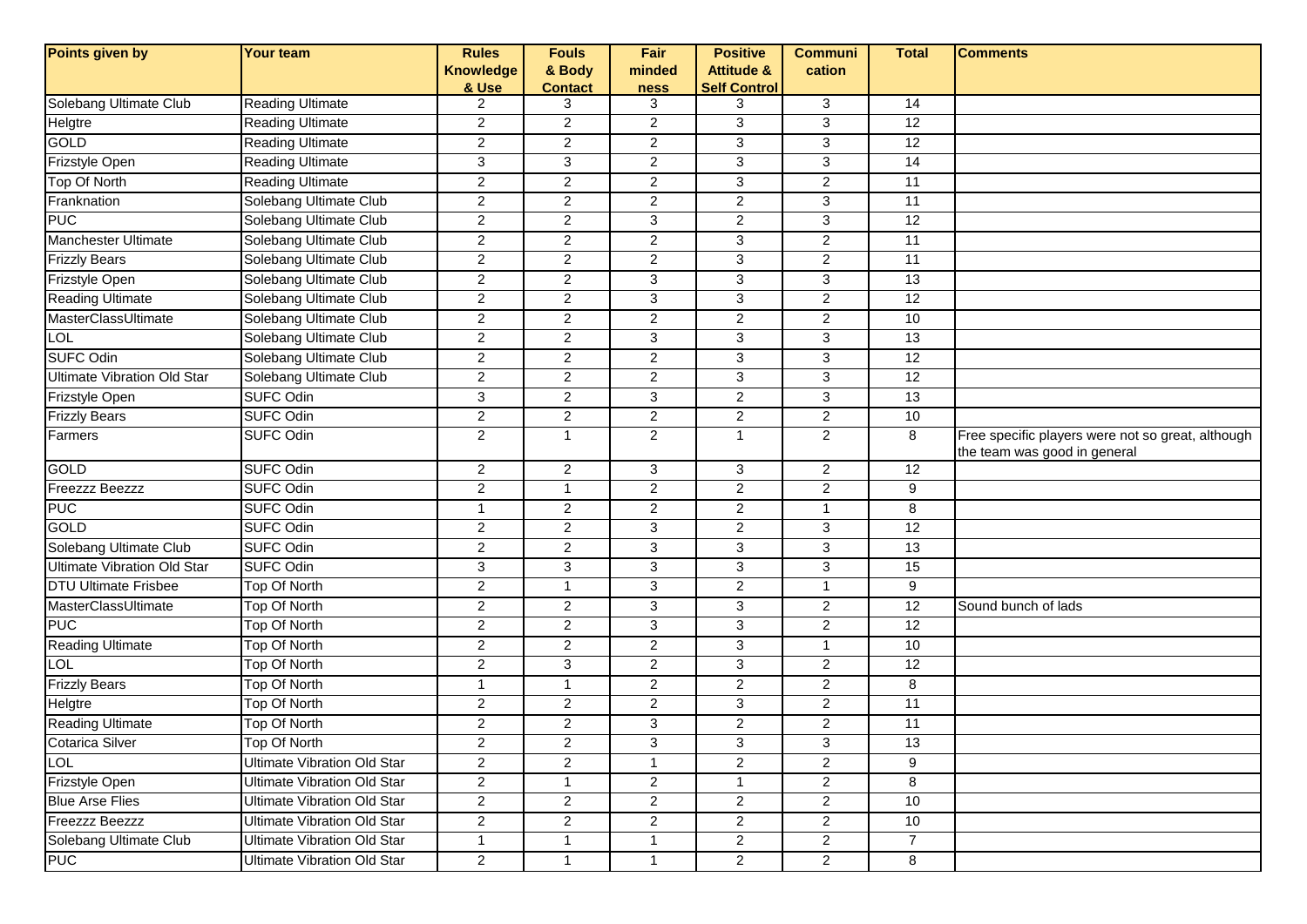| Points given by | Your team | Rules Knowledge & Use | Fouls & Body Contact | Fair minded ness | Positive Attitude & Self Control | Communi cation | Total | Comments |
|---|---|---|---|---|---|---|---|---|
| Solebang Ultimate Club | Reading Ultimate | 2 | 3 | 3 | 3 | 3 | 14 | |
| Helgtre | Reading Ultimate | 2 | 2 | 2 | 3 | 3 | 12 | |
| GOLD | Reading Ultimate | 2 | 2 | 2 | 3 | 3 | 12 | |
| Frizstyle Open | Reading Ultimate | 3 | 3 | 2 | 3 | 3 | 14 | |
| Top Of North | Reading Ultimate | 2 | 2 | 2 | 3 | 2 | 11 | |
| Franknation | Solebang Ultimate Club | 2 | 2 | 2 | 2 | 3 | 11 | |
| PUC | Solebang Ultimate Club | 2 | 2 | 3 | 2 | 3 | 12 | |
| Manchester Ultimate | Solebang Ultimate Club | 2 | 2 | 2 | 3 | 2 | 11 | |
| Frizzly Bears | Solebang Ultimate Club | 2 | 2 | 2 | 3 | 2 | 11 | |
| Frizstyle Open | Solebang Ultimate Club | 2 | 2 | 3 | 3 | 3 | 13 | |
| Reading Ultimate | Solebang Ultimate Club | 2 | 2 | 3 | 3 | 2 | 12 | |
| MasterClassUltimate | Solebang Ultimate Club | 2 | 2 | 2 | 2 | 2 | 10 | |
| LOL | Solebang Ultimate Club | 2 | 2 | 3 | 3 | 3 | 13 | |
| SUFC Odin | Solebang Ultimate Club | 2 | 2 | 2 | 3 | 3 | 12 | |
| Ultimate Vibration Old Star | Solebang Ultimate Club | 2 | 2 | 2 | 3 | 3 | 12 | |
| Frizstyle Open | SUFC Odin | 3 | 2 | 3 | 2 | 3 | 13 | |
| Frizzly Bears | SUFC Odin | 2 | 2 | 2 | 2 | 2 | 10 | |
| Farmers | SUFC Odin | 2 | 1 | 2 | 1 | 2 | 8 | Free specific players were not so great, although the team was good in general |
| GOLD | SUFC Odin | 2 | 2 | 3 | 3 | 2 | 12 | |
| Freezzz Beezzz | SUFC Odin | 2 | 1 | 2 | 2 | 2 | 9 | |
| PUC | SUFC Odin | 1 | 2 | 2 | 2 | 1 | 8 | |
| GOLD | SUFC Odin | 2 | 2 | 3 | 2 | 3 | 12 | |
| Solebang Ultimate Club | SUFC Odin | 2 | 2 | 3 | 3 | 3 | 13 | |
| Ultimate Vibration Old Star | SUFC Odin | 3 | 3 | 3 | 3 | 3 | 15 | |
| DTU Ultimate Frisbee | Top Of North | 2 | 1 | 3 | 2 | 1 | 9 | |
| MasterClassUltimate | Top Of North | 2 | 2 | 3 | 3 | 2 | 12 | Sound bunch of lads |
| PUC | Top Of North | 2 | 2 | 3 | 3 | 2 | 12 | |
| Reading Ultimate | Top Of North | 2 | 2 | 2 | 3 | 1 | 10 | |
| LOL | Top Of North | 2 | 3 | 2 | 3 | 2 | 12 | |
| Frizzly Bears | Top Of North | 1 | 1 | 2 | 2 | 2 | 8 | |
| Helgtre | Top Of North | 2 | 2 | 2 | 3 | 2 | 11 | |
| Reading Ultimate | Top Of North | 2 | 2 | 3 | 2 | 2 | 11 | |
| Cotarica Silver | Top Of North | 2 | 2 | 3 | 3 | 3 | 13 | |
| LOL | Ultimate Vibration Old Star | 2 | 2 | 1 | 2 | 2 | 9 | |
| Frizstyle Open | Ultimate Vibration Old Star | 2 | 1 | 2 | 1 | 2 | 8 | |
| Blue Arse Flies | Ultimate Vibration Old Star | 2 | 2 | 2 | 2 | 2 | 10 | |
| Freezzz Beezzz | Ultimate Vibration Old Star | 2 | 2 | 2 | 2 | 2 | 10 | |
| Solebang Ultimate Club | Ultimate Vibration Old Star | 1 | 1 | 1 | 2 | 2 | 7 | |
| PUC | Ultimate Vibration Old Star | 2 | 1 | 1 | 2 | 2 | 8 | |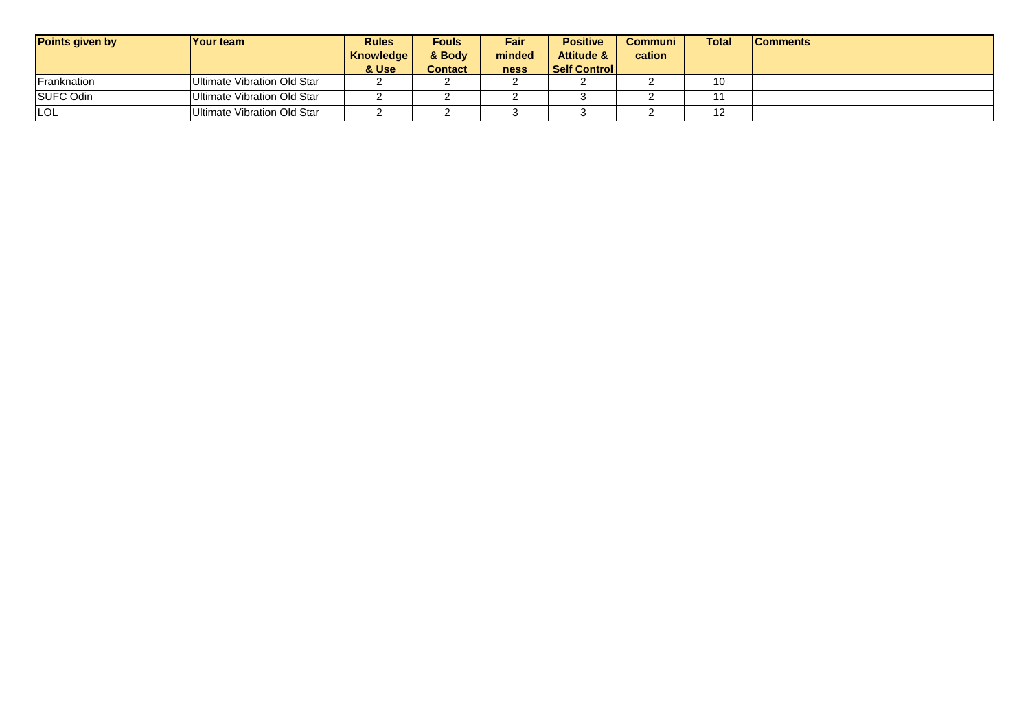| Points given by | Your team | Rules Knowledge & Use | Fouls & Body Contact | Fair minded ness | Positive Attitude & Self Control | Communi cation | Total | Comments |
|---|---|---|---|---|---|---|---|---|
| Franknation | Ultimate Vibration Old Star | 2 | 2 | 2 | 2 | 2 | 10 | |
| SUFC Odin | Ultimate Vibration Old Star | 2 | 2 | 2 | 3 | 2 | 11 | |
| LOL | Ultimate Vibration Old Star | 2 | 2 | 3 | 3 | 2 | 12 | |